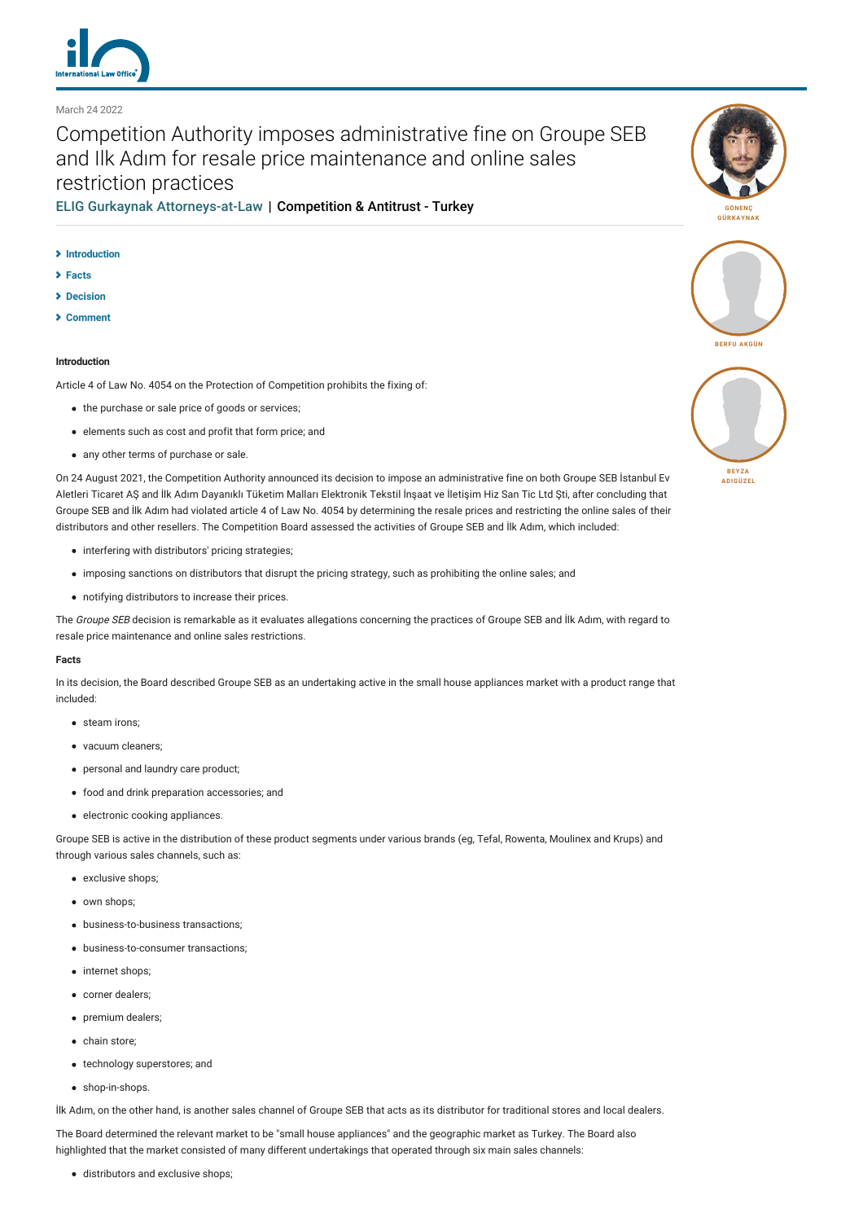March 24 2022

# Competition Authority imposes administrative fine on Groupe SEB and Ilk Adım for resale price maintenance and online sales restriction practices

ELIG Gurkaynak Attorneys-at-Law | Competition & Antitrust - Turkey

GÖNENÇ GÜRKAYNAK

BERFU AKGÜN

BEYZA ADIGÜZEL

- Introduction
- Facts
- Decision
- Comment

## Introduction

Article 4 of Law No. 4054 on the Protection of Competition prohibits the fixing of:

- the purchase or sale price of goods or services;
- elements such as cost and profit that form price; and
- any other terms of purchase or sale.

On 24 August 2021, the Competition Authority announced its decision to impose an administrative fine on both Groupe SEB İstanbul Ev Aletleri Ticaret AŞ and İlk Adım Dayanıklı Tüketim Malları Elektronik Tekstil İnşaat ve İletişim Hiz San Tic Ltd Şti, after concluding that Groupe SEB and İlk Adım had violated article 4 of Law No. 4054 by determining the resale prices and restricting the online sales of their distributors and other resellers. The Competition Board assessed the activities of Groupe SEB and İlk Adım, which included:

- interfering with distributors' pricing strategies;
- imposing sanctions on distributors that disrupt the pricing strategy, such as prohibiting the online sales; and
- notifying distributors to increase their prices.

The *Groupe SEB* decision is remarkable as it evaluates allegations concerning the practices of Groupe SEB and İlk Adım, with regard to resale price maintenance and online sales restrictions.

## Facts

In its decision, the Board described Groupe SEB as an undertaking active in the small house appliances market with a product range that included:

- steam irons;
- vacuum cleaners;
- personal and laundry care product;
- food and drink preparation accessories; and
- electronic cooking appliances.

Groupe SEB is active in the distribution of these product segments under various brands (eg, Tefal, Rowenta, Moulinex and Krups) and through various sales channels, such as:

- exclusive shops;
- own shops;
- business-to-business transactions;
- business-to-consumer transactions;
- internet shops;
- corner dealers;
- premium dealers;
- chain store;
- technology superstores; and
- shop-in-shops.

İlk Adım, on the other hand, is another sales channel of Groupe SEB that acts as its distributor for traditional stores and local dealers.

The Board determined the relevant market to be "small house appliances" and the geographic market as Turkey. The Board also highlighted that the market consisted of many different undertakings that operated through six main sales channels:

- distributors and exclusive shops;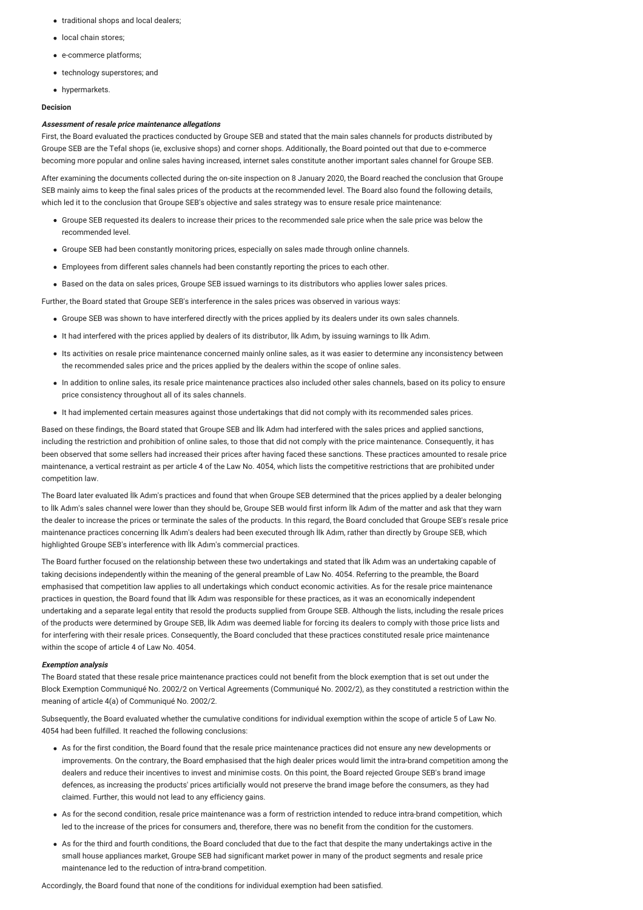- traditional shops and local dealers;
- local chain stores;
- e-commerce platforms;
- technology superstores; and
- hypermarkets.

**Decision**

***Assessment of resale price maintenance allegations***

First, the Board evaluated the practices conducted by Groupe SEB and stated that the main sales channels for products distributed by Groupe SEB are the Tefal shops (ie, exclusive shops) and corner shops. Additionally, the Board pointed out that due to e-commerce becoming more popular and online sales having increased, internet sales constitute another important sales channel for Groupe SEB.

After examining the documents collected during the on-site inspection on 8 January 2020, the Board reached the conclusion that Groupe SEB mainly aims to keep the final sales prices of the products at the recommended level. The Board also found the following details, which led it to the conclusion that Groupe SEB's objective and sales strategy was to ensure resale price maintenance:

- Groupe SEB requested its dealers to increase their prices to the recommended sale price when the sale price was below the recommended level.
- Groupe SEB had been constantly monitoring prices, especially on sales made through online channels.
- Employees from different sales channels had been constantly reporting the prices to each other.
- Based on the data on sales prices, Groupe SEB issued warnings to its distributors who applies lower sales prices.

Further, the Board stated that Groupe SEB's interference in the sales prices was observed in various ways:

- Groupe SEB was shown to have interfered directly with the prices applied by its dealers under its own sales channels.
- It had interfered with the prices applied by dealers of its distributor, İlk Adım, by issuing warnings to İlk Adım.
- Its activities on resale price maintenance concerned mainly online sales, as it was easier to determine any inconsistency between the recommended sales price and the prices applied by the dealers within the scope of online sales.
- In addition to online sales, its resale price maintenance practices also included other sales channels, based on its policy to ensure price consistency throughout all of its sales channels.
- It had implemented certain measures against those undertakings that did not comply with its recommended sales prices.

Based on these findings, the Board stated that Groupe SEB and İlk Adım had interfered with the sales prices and applied sanctions, including the restriction and prohibition of online sales, to those that did not comply with the price maintenance. Consequently, it has been observed that some sellers had increased their prices after having faced these sanctions. These practices amounted to resale price maintenance, a vertical restraint as per article 4 of the Law No. 4054, which lists the competitive restrictions that are prohibited under competition law.

The Board later evaluated İlk Adım's practices and found that when Groupe SEB determined that the prices applied by a dealer belonging to İlk Adım's sales channel were lower than they should be, Groupe SEB would first inform İlk Adım of the matter and ask that they warn the dealer to increase the prices or terminate the sales of the products. In this regard, the Board concluded that Groupe SEB's resale price maintenance practices concerning İlk Adım's dealers had been executed through İlk Adım, rather than directly by Groupe SEB, which highlighted Groupe SEB's interference with İlk Adım's commercial practices.

The Board further focused on the relationship between these two undertakings and stated that İlk Adım was an undertaking capable of taking decisions independently within the meaning of the general preamble of Law No. 4054. Referring to the preamble, the Board emphasised that competition law applies to all undertakings which conduct economic activities. As for the resale price maintenance practices in question, the Board found that İlk Adım was responsible for these practices, as it was an economically independent undertaking and a separate legal entity that resold the products supplied from Groupe SEB. Although the lists, including the resale prices of the products were determined by Groupe SEB, İlk Adım was deemed liable for forcing its dealers to comply with those price lists and for interfering with their resale prices. Consequently, the Board concluded that these practices constituted resale price maintenance within the scope of article 4 of Law No. 4054.

***Exemption analysis***

The Board stated that these resale price maintenance practices could not benefit from the block exemption that is set out under the Block Exemption Communiqué No. 2002/2 on Vertical Agreements (Communiqué No. 2002/2), as they constituted a restriction within the meaning of article 4(a) of Communiqué No. 2002/2.

Subsequently, the Board evaluated whether the cumulative conditions for individual exemption within the scope of article 5 of Law No. 4054 had been fulfilled. It reached the following conclusions:

- As for the first condition, the Board found that the resale price maintenance practices did not ensure any new developments or improvements. On the contrary, the Board emphasised that the high dealer prices would limit the intra-brand competition among the dealers and reduce their incentives to invest and minimise costs. On this point, the Board rejected Groupe SEB's brand image defences, as increasing the products' prices artificially would not preserve the brand image before the consumers, as they had claimed. Further, this would not lead to any efficiency gains.
- As for the second condition, resale price maintenance was a form of restriction intended to reduce intra-brand competition, which led to the increase of the prices for consumers and, therefore, there was no benefit from the condition for the customers.
- As for the third and fourth conditions, the Board concluded that due to the fact that despite the many undertakings active in the small house appliances market, Groupe SEB had significant market power in many of the product segments and resale price maintenance led to the reduction of intra-brand competition.

Accordingly, the Board found that none of the conditions for individual exemption had been satisfied.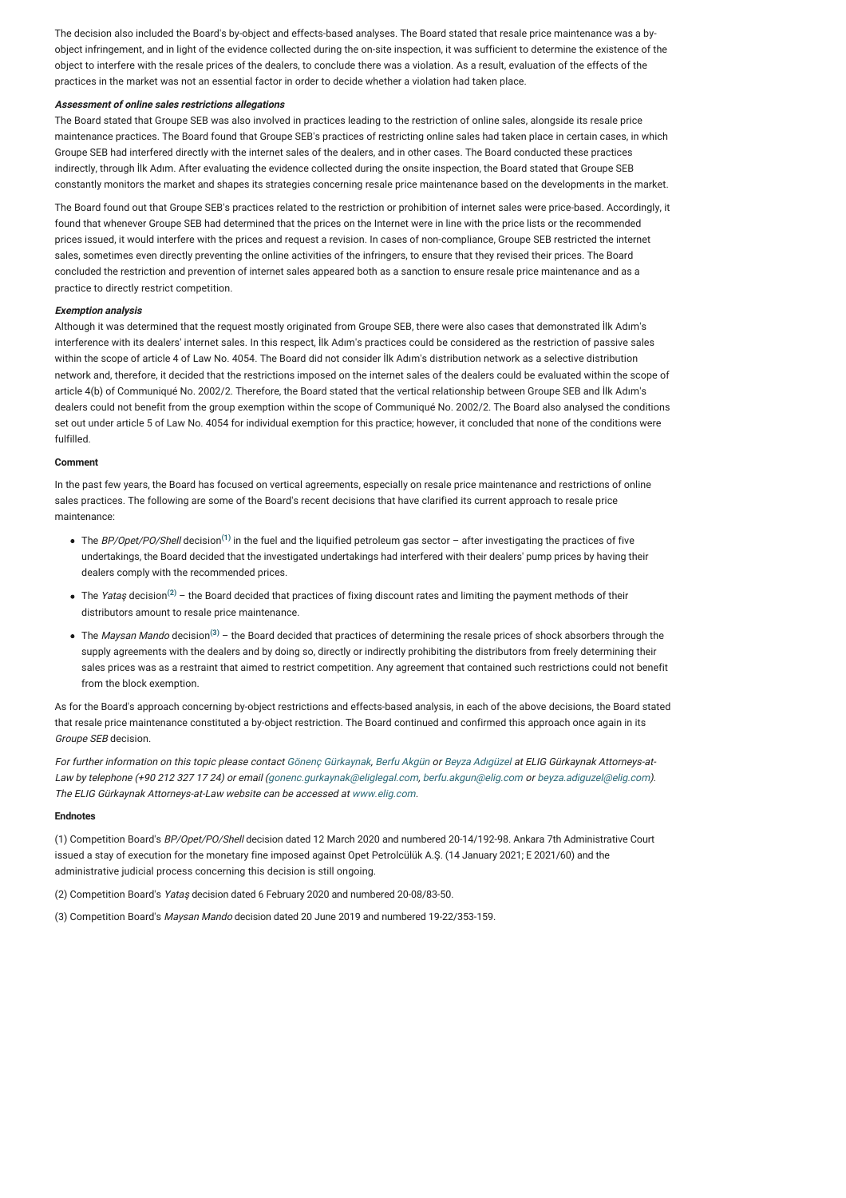The decision also included the Board's by-object and effects-based analyses. The Board stated that resale price maintenance was a by-object infringement, and in light of the evidence collected during the on-site inspection, it was sufficient to determine the existence of the object to interfere with the resale prices of the dealers, to conclude there was a violation. As a result, evaluation of the effects of the practices in the market was not an essential factor in order to decide whether a violation had taken place.

***Assessment of online sales restrictions allegations***

The Board stated that Groupe SEB was also involved in practices leading to the restriction of online sales, alongside its resale price maintenance practices. The Board found that Groupe SEB's practices of restricting online sales had taken place in certain cases, in which Groupe SEB had interfered directly with the internet sales of the dealers, and in other cases. The Board conducted these practices indirectly, through İlk Adım. After evaluating the evidence collected during the onsite inspection, the Board stated that Groupe SEB constantly monitors the market and shapes its strategies concerning resale price maintenance based on the developments in the market.

The Board found out that Groupe SEB's practices related to the restriction or prohibition of internet sales were price-based. Accordingly, it found that whenever Groupe SEB had determined that the prices on the Internet were in line with the price lists or the recommended prices issued, it would interfere with the prices and request a revision. In cases of non-compliance, Groupe SEB restricted the internet sales, sometimes even directly preventing the online activities of the infringers, to ensure that they revised their prices. The Board concluded the restriction and prevention of internet sales appeared both as a sanction to ensure resale price maintenance and as a practice to directly restrict competition.

***Exemption analysis***

Although it was determined that the request mostly originated from Groupe SEB, there were also cases that demonstrated İlk Adım's interference with its dealers' internet sales. In this respect, İlk Adım's practices could be considered as the restriction of passive sales within the scope of article 4 of Law No. 4054. The Board did not consider İlk Adım's distribution network as a selective distribution network and, therefore, it decided that the restrictions imposed on the internet sales of the dealers could be evaluated within the scope of article 4(b) of Communiqué No. 2002/2. Therefore, the Board stated that the vertical relationship between Groupe SEB and İlk Adım's dealers could not benefit from the group exemption within the scope of Communiqué No. 2002/2. The Board also analysed the conditions set out under article 5 of Law No. 4054 for individual exemption for this practice; however, it concluded that none of the conditions were fulfilled.

**Comment**

In the past few years, the Board has focused on vertical agreements, especially on resale price maintenance and restrictions of online sales practices. The following are some of the Board's recent decisions that have clarified its current approach to resale price maintenance:

- The *BP/Opet/PO/Shell* decision[(1)] in the fuel and the liquified petroleum gas sector – after investigating the practices of five undertakings, the Board decided that the investigated undertakings had interfered with their dealers' pump prices by having their dealers comply with the recommended prices.
- The *Yataş* decision[(2)] – the Board decided that practices of fixing discount rates and limiting the payment methods of their distributors amount to resale price maintenance.
- The *Maysan Mando* decision[(3)] – the Board decided that practices of determining the resale prices of shock absorbers through the supply agreements with the dealers and by doing so, directly or indirectly prohibiting the distributors from freely determining their sales prices was as a restraint that aimed to restrict competition. Any agreement that contained such restrictions could not benefit from the block exemption.

As for the Board's approach concerning by-object restrictions and effects-based analysis, in each of the above decisions, the Board stated that resale price maintenance constituted a by-object restriction. The Board continued and confirmed this approach once again in its *Groupe SEB* decision.

*For further information on this topic please contact Gönenç Gürkaynak, Berfu Akgün or Beyza Adıgüzel at ELIG Gürkaynak Attorneys-at-Law by telephone (+90 212 327 17 24) or email (gonenc.gurkaynak@eliglegal.com, berfu.akgun@elig.com or beyza.adiguzel@elig.com). The ELIG Gürkaynak Attorneys-at-Law website can be accessed at www.elig.com.*

**Endnotes**

(1) Competition Board's *BP/Opet/PO/Shell* decision dated 12 March 2020 and numbered 20-14/192-98. Ankara 7th Administrative Court issued a stay of execution for the monetary fine imposed against Opet Petrolcülük A.Ş. (14 January 2021; E 2021/60) and the administrative judicial process concerning this decision is still ongoing.

(2) Competition Board's *Yataş* decision dated 6 February 2020 and numbered 20-08/83-50.

(3) Competition Board's *Maysan Mando* decision dated 20 June 2019 and numbered 19-22/353-159.